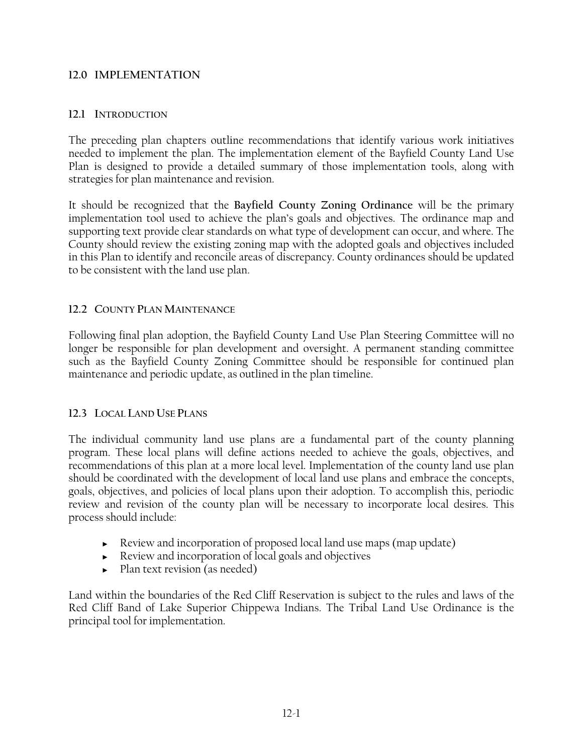# 12.0 IMPLEMENTATION

## 12.1 Introduction

The preceding plan chapters outline recommendations that identify various work initiatives needed to implement the plan. The implementation element of the Bayfield County Land Use Plan is designed to provide a detailed summary of those implementation tools, along with strategies for plan maintenance and revision.

It should be recognized that the **Bayfield County Zoning Ordinance** will be the primary implementation tool used to achieve the plan's goals and objectives. The ordinance map and supporting text provide clear standards on what type of development can occur, and where. The County should review the existing zoning map with the adopted goals and objectives included in this Plan to identify and reconcile areas of discrepancy. County ordinances should be updated to be consistent with the land use plan.

## 12.2 County Plan Maintenance

Following final plan adoption, the Bayfield County Land Use Plan Steering Committee will no longer be responsible for plan development and oversight. A permanent standing committee such as the Bayfield County Zoning Committee should be responsible for continued plan maintenance and periodic update, as outlined in the plan timeline.

## 12.3 Local Land Use Plans

The individual community land use plans are a fundamental part of the county planning program. These local plans will define actions needed to achieve the goals, objectives, and recommendations of this plan at a more local level. Implementation of the county land use plan should be coordinated with the development of local land use plans and embrace the concepts, goals, objectives, and policies of local plans upon their adoption. To accomplish this, periodic review and revision of the county plan will be necessary to incorporate local desires. This process should include:

- Review and incorporation of proposed local land use maps (map update)
- Review and incorporation of local goals and objectives
- Plan text revision (as needed)

Land within the boundaries of the Red Cliff Reservation is subject to the rules and laws of the Red Cliff Band of Lake Superior Chippewa Indians. The Tribal Land Use Ordinance is the principal tool for implementation.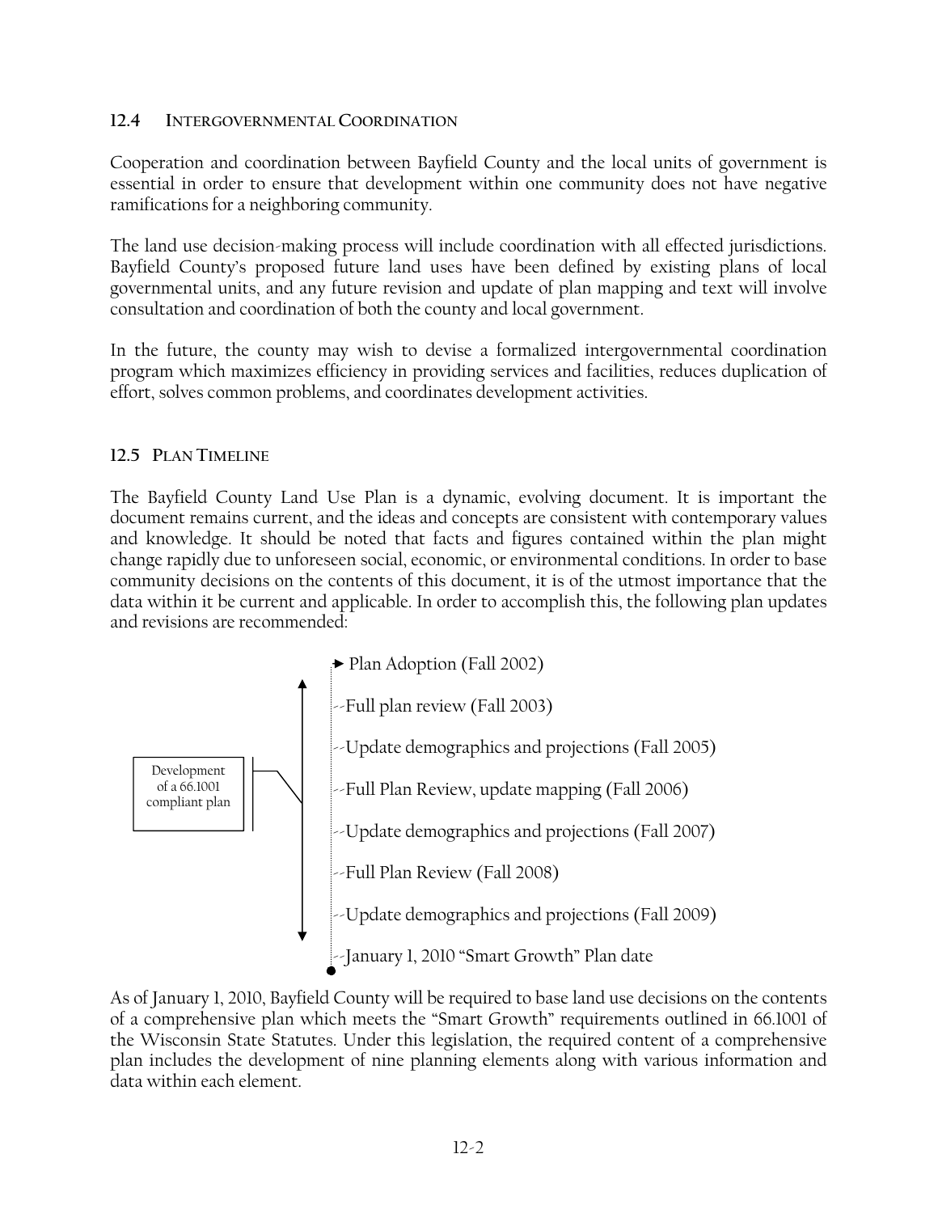## 12.4 INTERGOVERNMENTAL COORDINATION

Cooperation and coordination between Bayfield County and the local units of government is essential in order to ensure that development within one community does not have negative ramifications for a neighboring community.

The land use decision-making process will include coordination with all effected jurisdictions. Bayfield County's proposed future land uses have been defined by existing plans of local governmental units, and any future revision and update of plan mapping and text will involve consultation and coordination of both the county and local government.

In the future, the county may wish to devise a formalized intergovernmental coordination program which maximizes efficiency in providing services and facilities, reduces duplication of effort, solves common problems, and coordinates development activities.

## 12.5 PLAN TIMELINE

The Bayfield County Land Use Plan is a dynamic, evolving document. It is important the document remains current, and the ideas and concepts are consistent with contemporary values and knowledge. It should be noted that facts and figures contained within the plan might change rapidly due to unforeseen social, economic, or environmental conditions. In order to base community decisions on the contents of this document, it is of the utmost importance that the data within it be current and applicable. In order to accomplish this, the following plan updates and revisions are recommended:

Development of a 66.1001 compliant plan

- Plan Adoption (Fall 2002)
- Full plan review (Fall 2003)
- Update demographics and projections (Fall 2005)
- Full Plan Review, update mapping (Fall 2006)
- Update demographics and projections (Fall 2007)
- Full Plan Review (Fall 2008)
- Update demographics and projections (Fall 2009)
- January 1, 2010 "Smart Growth" Plan date

As of January 1, 2010, Bayfield County will be required to base land use decisions on the contents of a comprehensive plan which meets the "Smart Growth" requirements outlined in 66.1001 of the Wisconsin State Statutes. Under this legislation, the required content of a comprehensive plan includes the development of nine planning elements along with various information and data within each element.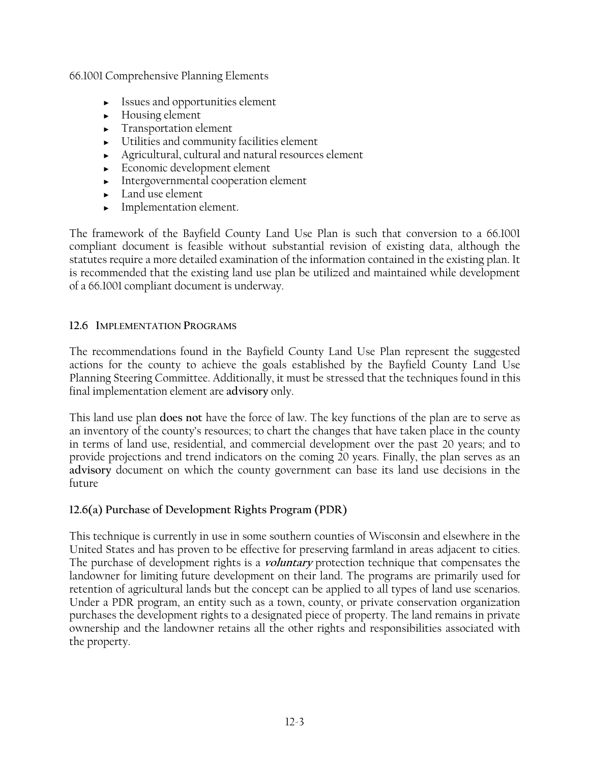66.1001 Comprehensive Planning Elements

- Issues and opportunities element
- Housing element
- Transportation element
- Utilities and community facilities element
- Agricultural, cultural and natural resources element
- Economic development element
- Intergovernmental cooperation element
- Land use element
- Implementation element.

The framework of the Bayfield County Land Use Plan is such that conversion to a 66.1001 compliant document is feasible without substantial revision of existing data, although the statutes require a more detailed examination of the information contained in the existing plan. It is recommended that the existing land use plan be utilized and maintained while development of a 66.1001 compliant document is underway.

### 12.6 Implementation Programs

The recommendations found in the Bayfield County Land Use Plan represent the suggested actions for the county to achieve the goals established by the Bayfield County Land Use Planning Steering Committee. Additionally, it must be stressed that the techniques found in this final implementation element are **advisory** only.

This land use plan **does not** have the force of law. The key functions of the plan are to serve as an inventory of the county's resources; to chart the changes that have taken place in the county in terms of land use, residential, and commercial development over the past 20 years; and to provide projections and trend indicators on the coming 20 years. Finally, the plan serves as an **advisory** document on which the county government can base its land use decisions in the future

#### 12.6(a) Purchase of Development Rights Program (PDR)

This technique is currently in use in some southern counties of Wisconsin and elsewhere in the United States and has proven to be effective for preserving farmland in areas adjacent to cities. The purchase of development rights is a ***voluntary*** protection technique that compensates the landowner for limiting future development on their land. The programs are primarily used for retention of agricultural lands but the concept can be applied to all types of land use scenarios. Under a PDR program, an entity such as a town, county, or private conservation organization purchases the development rights to a designated piece of property. The land remains in private ownership and the landowner retains all the other rights and responsibilities associated with the property.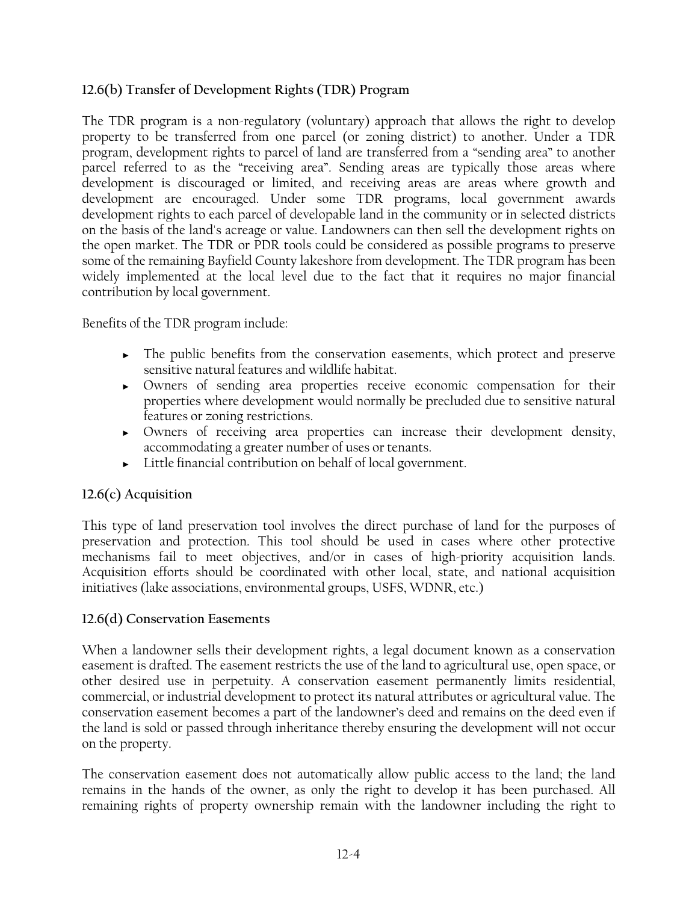### 12.6(b) Transfer of Development Rights (TDR) Program

The TDR program is a non-regulatory (voluntary) approach that allows the right to develop property to be transferred from one parcel (or zoning district) to another. Under a TDR program, development rights to parcel of land are transferred from a "sending area" to another parcel referred to as the "receiving area". Sending areas are typically those areas where development is discouraged or limited, and receiving areas are areas where growth and development are encouraged. Under some TDR programs, local government awards development rights to each parcel of developable land in the community or in selected districts on the basis of the land's acreage or value. Landowners can then sell the development rights on the open market. The TDR or PDR tools could be considered as possible programs to preserve some of the remaining Bayfield County lakeshore from development. The TDR program has been widely implemented at the local level due to the fact that it requires no major financial contribution by local government.

Benefits of the TDR program include:

- The public benefits from the conservation easements, which protect and preserve sensitive natural features and wildlife habitat.
- Owners of sending area properties receive economic compensation for their properties where development would normally be precluded due to sensitive natural features or zoning restrictions.
- Owners of receiving area properties can increase their development density, accommodating a greater number of uses or tenants.
- Little financial contribution on behalf of local government.

### 12.6(c) Acquisition

This type of land preservation tool involves the direct purchase of land for the purposes of preservation and protection. This tool should be used in cases where other protective mechanisms fail to meet objectives, and/or in cases of high-priority acquisition lands. Acquisition efforts should be coordinated with other local, state, and national acquisition initiatives (lake associations, environmental groups, USFS, WDNR, etc.)

### 12.6(d) Conservation Easements

When a landowner sells their development rights, a legal document known as a conservation easement is drafted. The easement restricts the use of the land to agricultural use, open space, or other desired use in perpetuity. A conservation easement permanently limits residential, commercial, or industrial development to protect its natural attributes or agricultural value. The conservation easement becomes a part of the landowner's deed and remains on the deed even if the land is sold or passed through inheritance thereby ensuring the development will not occur on the property.

The conservation easement does not automatically allow public access to the land; the land remains in the hands of the owner, as only the right to develop it has been purchased. All remaining rights of property ownership remain with the landowner including the right to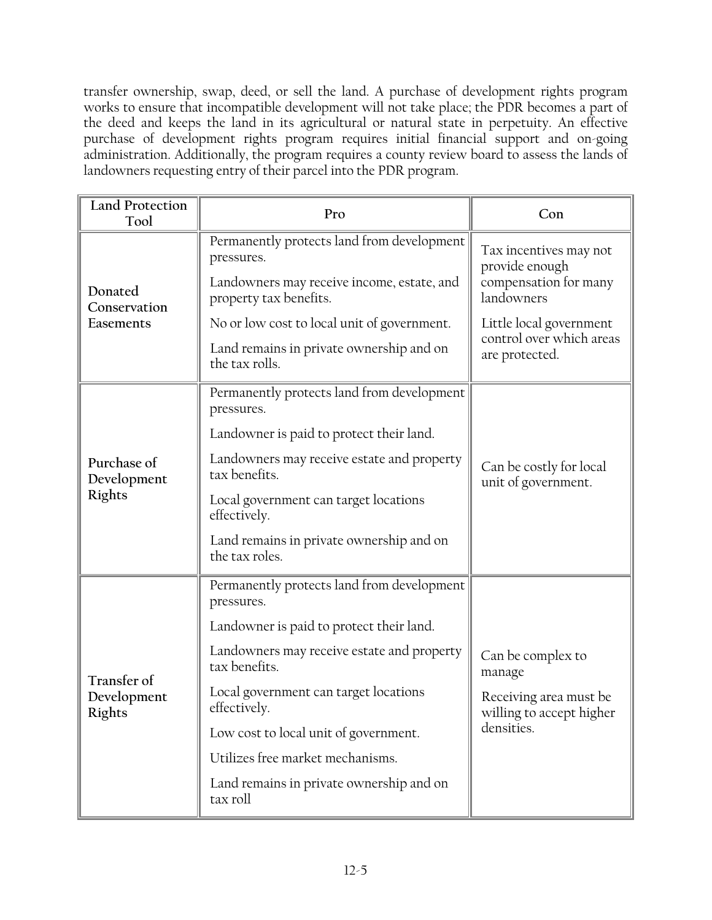transfer ownership, swap, deed, or sell the land. A purchase of development rights program works to ensure that incompatible development will not take place; the PDR becomes a part of the deed and keeps the land in its agricultural or natural state in perpetuity. An effective purchase of development rights program requires initial financial support and on-going administration. Additionally, the program requires a county review board to assess the lands of landowners requesting entry of their parcel into the PDR program.

| Land Protection Tool | Pro | Con |
|---|---|---|
| **Donated Conservation Easements** | Permanently protects land from development pressures.<br><br>Landowners may receive income, estate, and property tax benefits.<br><br>No or low cost to local unit of government.<br><br>Land remains in private ownership and on the tax rolls. | Tax incentives may not provide enough compensation for many landowners<br><br>Little local government control over which areas are protected. |
| **Purchase of Development Rights** | Permanently protects land from development pressures.<br><br>Landowner is paid to protect their land.<br><br>Landowners may receive estate and property tax benefits.<br><br>Local government can target locations effectively.<br><br>Land remains in private ownership and on the tax roles. | Can be costly for local unit of government. |
| **Transfer of Development Rights** | Permanently protects land from development pressures.<br><br>Landowner is paid to protect their land.<br><br>Landowners may receive estate and property tax benefits.<br><br>Local government can target locations effectively.<br><br>Low cost to local unit of government.<br><br>Utilizes free market mechanisms.<br><br>Land remains in private ownership and on tax roll | Can be complex to manage<br><br>Receiving area must be willing to accept higher densities. |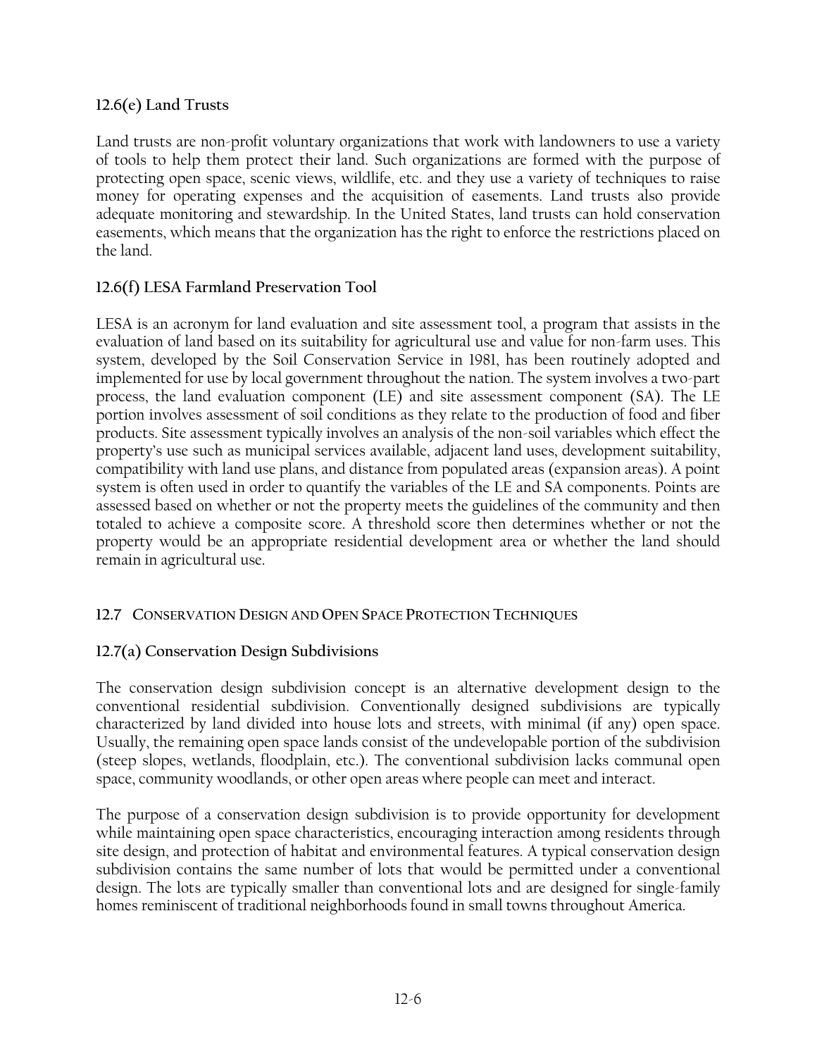### 12.6(e) Land Trusts

Land trusts are non-profit voluntary organizations that work with landowners to use a variety of tools to help them protect their land. Such organizations are formed with the purpose of protecting open space, scenic views, wildlife, etc. and they use a variety of techniques to raise money for operating expenses and the acquisition of easements. Land trusts also provide adequate monitoring and stewardship. In the United States, land trusts can hold conservation easements, which means that the organization has the right to enforce the restrictions placed on the land.

### 12.6(f) LESA Farmland Preservation Tool

LESA is an acronym for land evaluation and site assessment tool, a program that assists in the evaluation of land based on its suitability for agricultural use and value for non-farm uses. This system, developed by the Soil Conservation Service in 1981, has been routinely adopted and implemented for use by local government throughout the nation. The system involves a two-part process, the land evaluation component (LE) and site assessment component (SA). The LE portion involves assessment of soil conditions as they relate to the production of food and fiber products. Site assessment typically involves an analysis of the non-soil variables which effect the property's use such as municipal services available, adjacent land uses, development suitability, compatibility with land use plans, and distance from populated areas (expansion areas). A point system is often used in order to quantify the variables of the LE and SA components. Points are assessed based on whether or not the property meets the guidelines of the community and then totaled to achieve a composite score. A threshold score then determines whether or not the property would be an appropriate residential development area or whether the land should remain in agricultural use.

## 12.7 Conservation Design and Open Space Protection Techniques

### 12.7(a) Conservation Design Subdivisions

The conservation design subdivision concept is an alternative development design to the conventional residential subdivision. Conventionally designed subdivisions are typically characterized by land divided into house lots and streets, with minimal (if any) open space. Usually, the remaining open space lands consist of the undevelopable portion of the subdivision (steep slopes, wetlands, floodplain, etc.). The conventional subdivision lacks communal open space, community woodlands, or other open areas where people can meet and interact.

The purpose of a conservation design subdivision is to provide opportunity for development while maintaining open space characteristics, encouraging interaction among residents through site design, and protection of habitat and environmental features. A typical conservation design subdivision contains the same number of lots that would be permitted under a conventional design. The lots are typically smaller than conventional lots and are designed for single-family homes reminiscent of traditional neighborhoods found in small towns throughout America.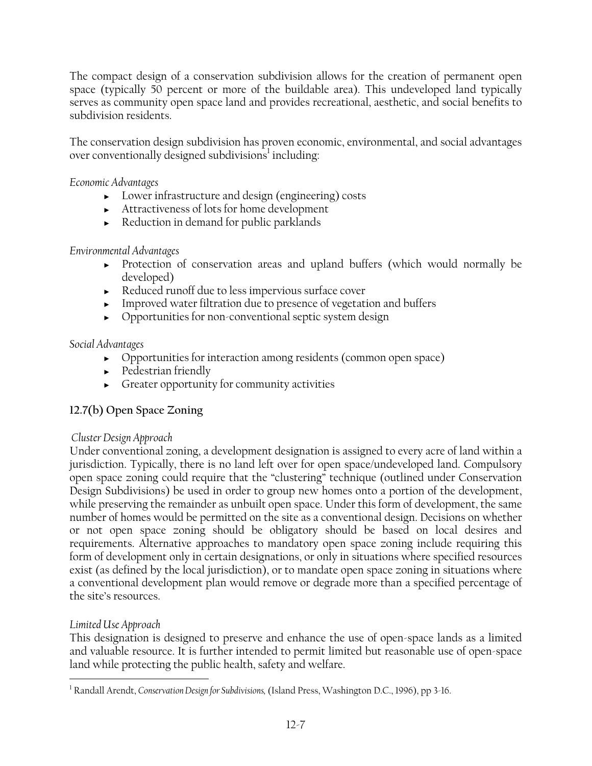The compact design of a conservation subdivision allows for the creation of permanent open space (typically 50 percent or more of the buildable area). This undeveloped land typically serves as community open space land and provides recreational, aesthetic, and social benefits to subdivision residents.

The conservation design subdivision has proven economic, environmental, and social advantages over conventionally designed subdivisions[1] including:

*Economic Advantages*

- Lower infrastructure and design (engineering) costs
- Attractiveness of lots for home development
- Reduction in demand for public parklands

*Environmental Advantages*

- Protection of conservation areas and upland buffers (which would normally be developed)
- Reduced runoff due to less impervious surface cover
- Improved water filtration due to presence of vegetation and buffers
- Opportunities for non-conventional septic system design

*Social Advantages*

- Opportunities for interaction among residents (common open space)
- Pedestrian friendly
- Greater opportunity for community activities

### 12.7(b) Open Space Zoning

*Cluster Design Approach*

Under conventional zoning, a development designation is assigned to every acre of land within a jurisdiction. Typically, there is no land left over for open space/undeveloped land. Compulsory open space zoning could require that the "clustering" technique (outlined under Conservation Design Subdivisions) be used in order to group new homes onto a portion of the development, while preserving the remainder as unbuilt open space. Under this form of development, the same number of homes would be permitted on the site as a conventional design. Decisions on whether or not open space zoning should be obligatory should be based on local desires and requirements. Alternative approaches to mandatory open space zoning include requiring this form of development only in certain designations, or only in situations where specified resources exist (as defined by the local jurisdiction), or to mandate open space zoning in situations where a conventional development plan would remove or degrade more than a specified percentage of the site's resources.

*Limited Use Approach*

This designation is designed to preserve and enhance the use of open-space lands as a limited and valuable resource. It is further intended to permit limited but reasonable use of open-space land while protecting the public health, safety and welfare.

---

[1] Randall Arendt, *Conservation Design for Subdivisions,* (Island Press, Washington D.C., 1996), pp 3-16.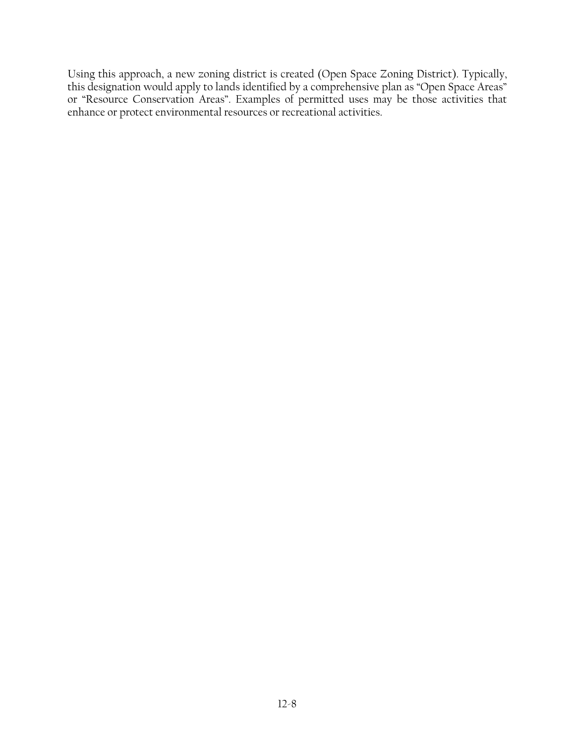Using this approach, a new zoning district is created (Open Space Zoning District). Typically, this designation would apply to lands identified by a comprehensive plan as "Open Space Areas" or "Resource Conservation Areas". Examples of permitted uses may be those activities that enhance or protect environmental resources or recreational activities.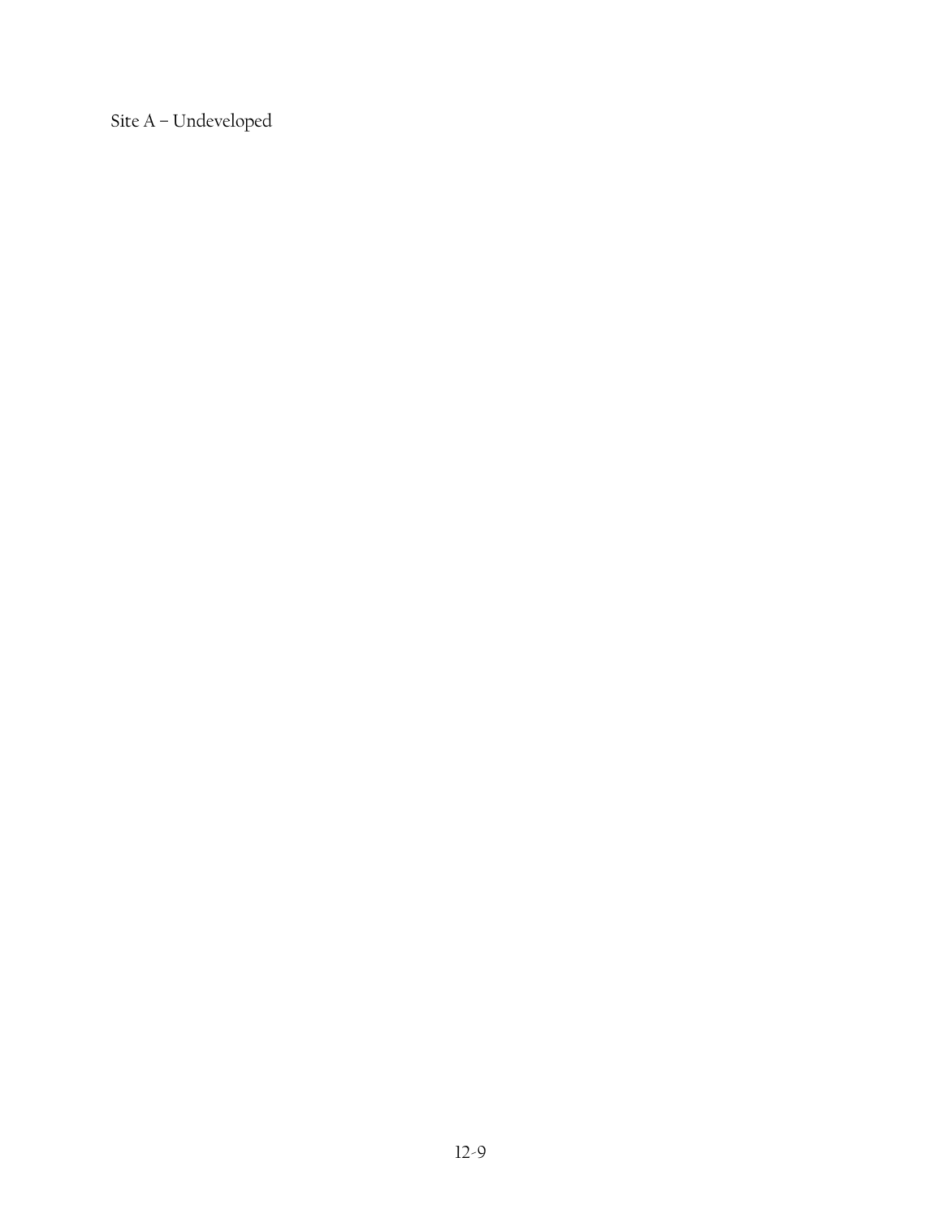Site A – Undeveloped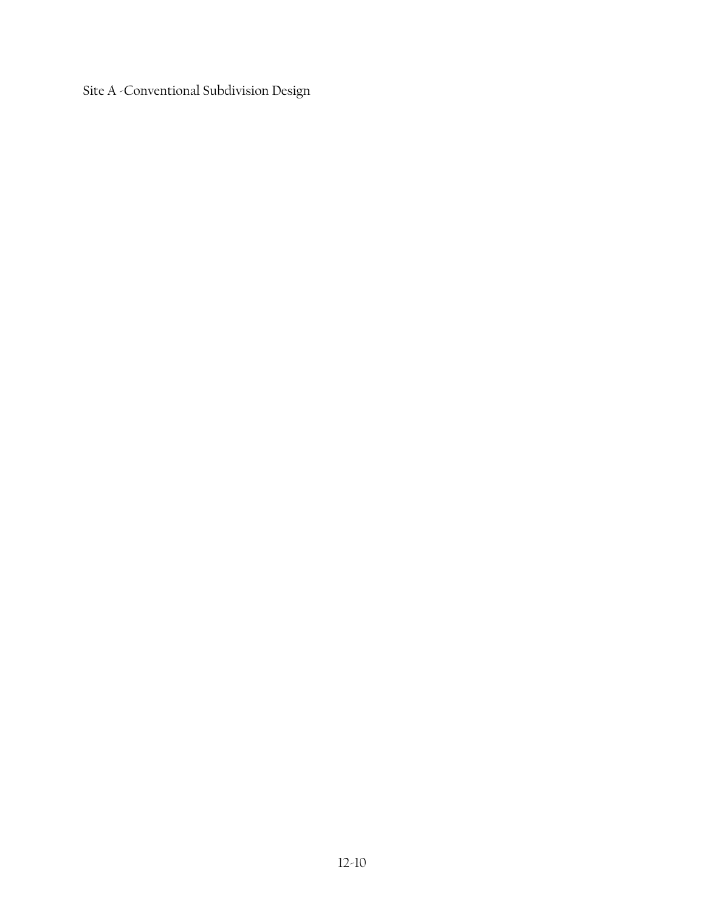Site A -Conventional Subdivision Design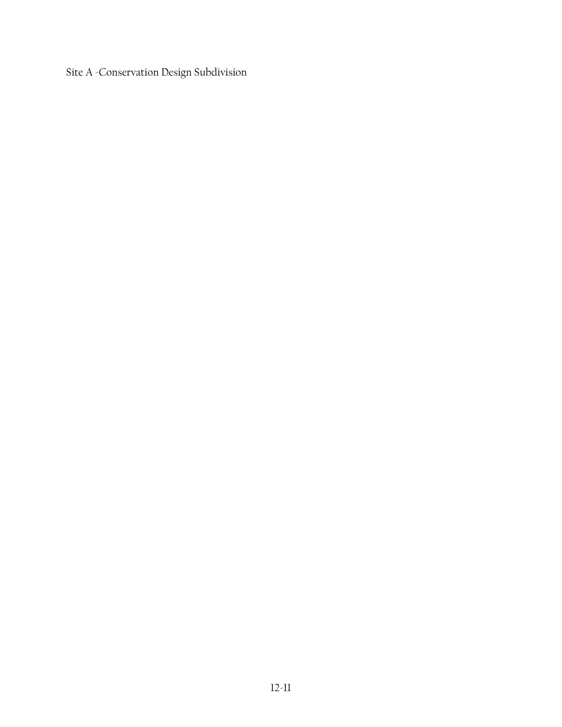Site A -Conservation Design Subdivision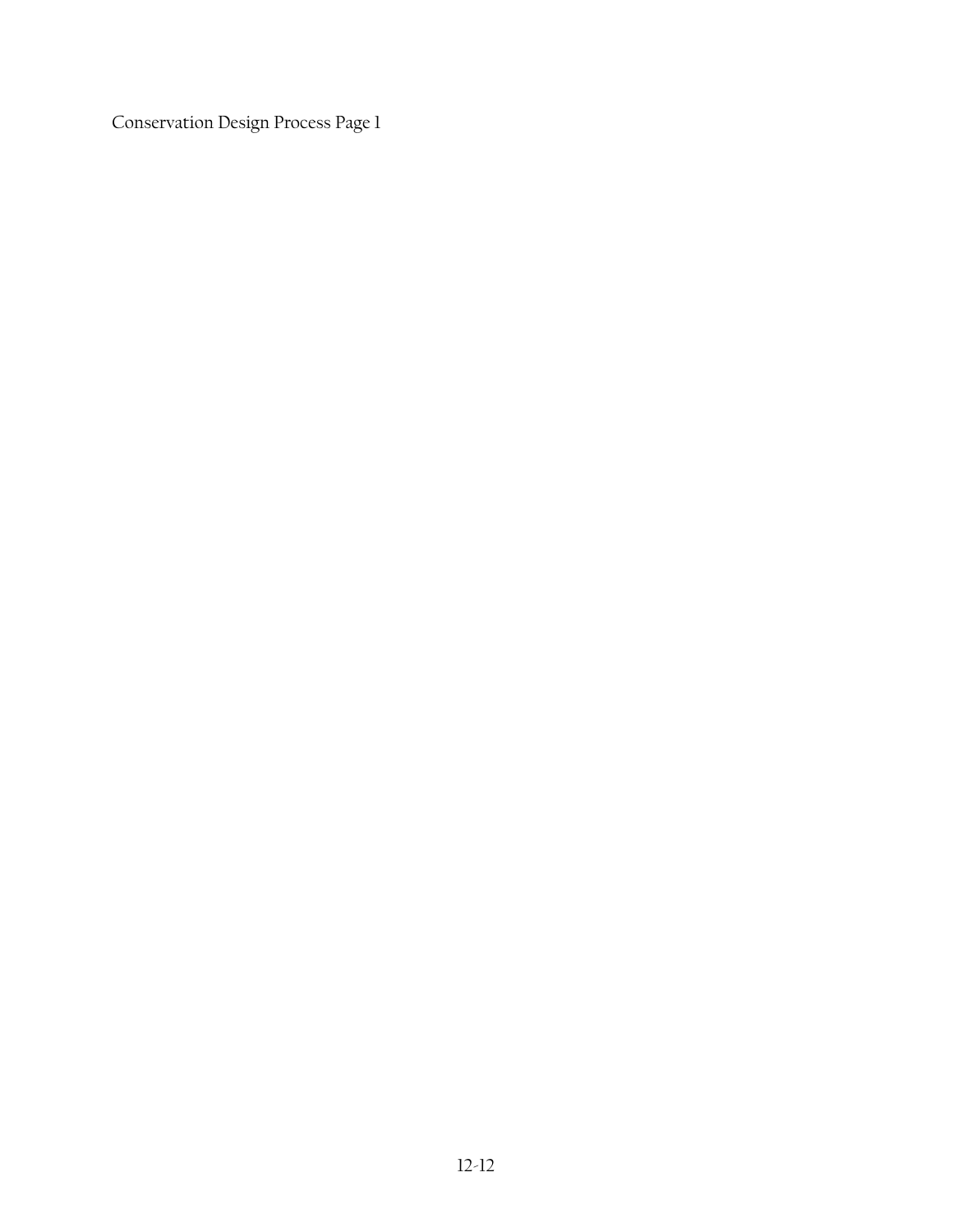Conservation Design Process Page 1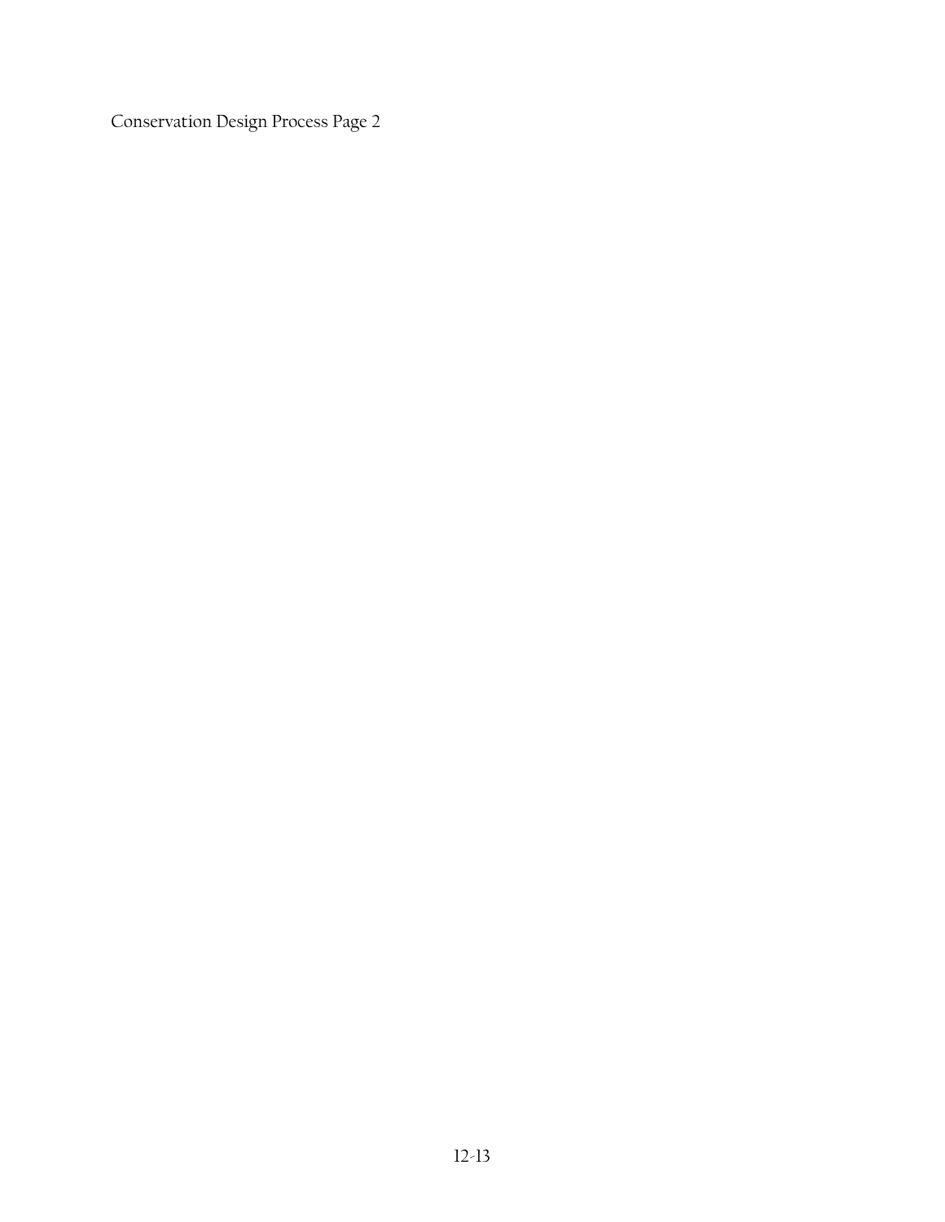Conservation Design Process Page 2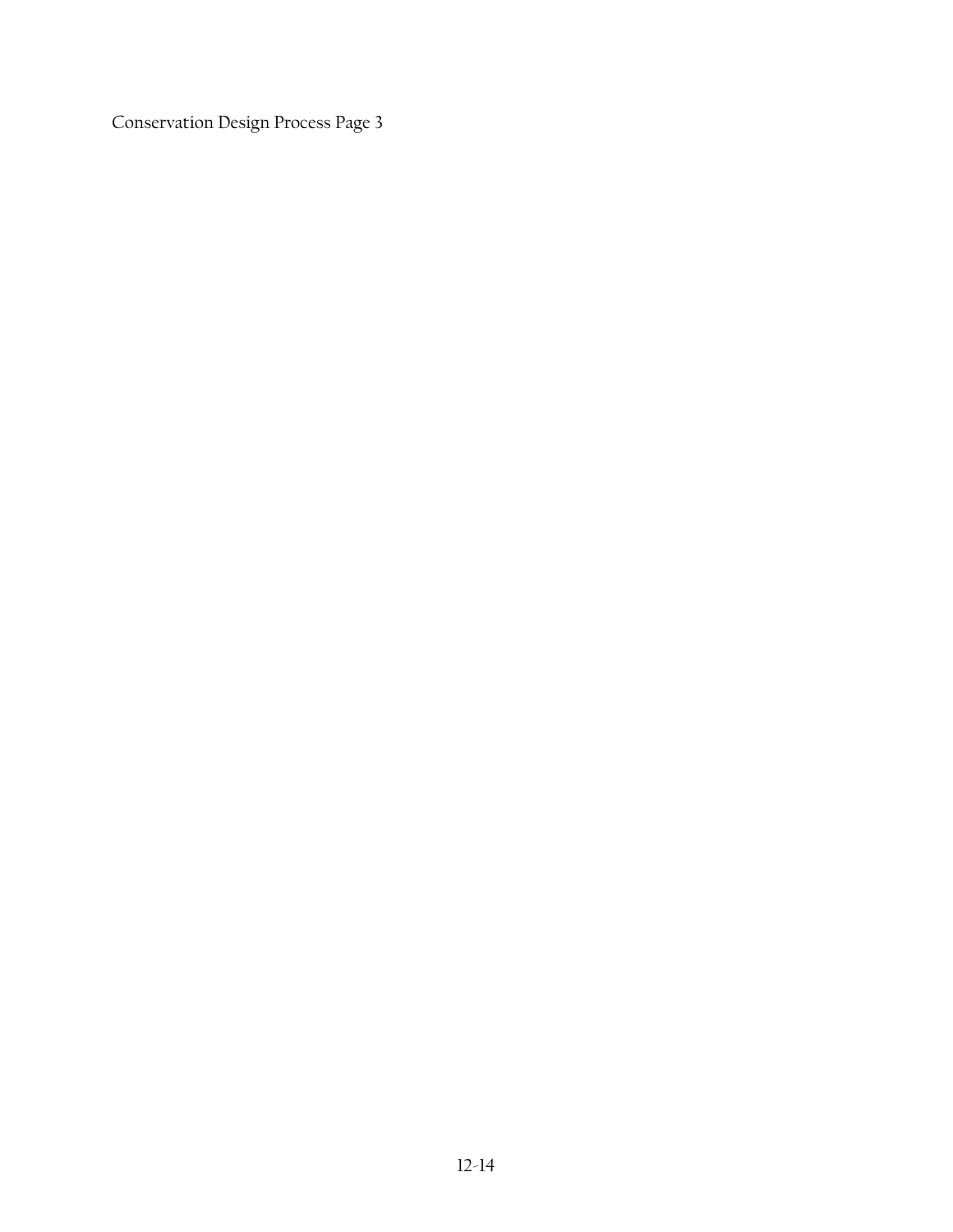Conservation Design Process Page 3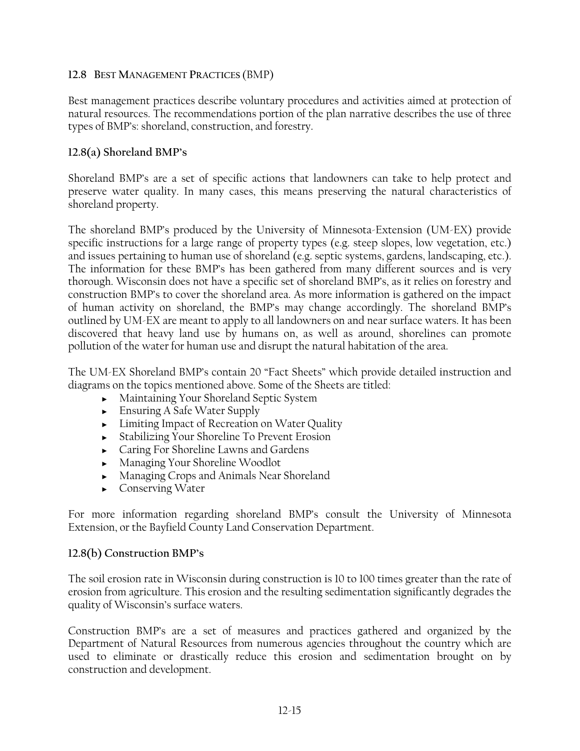## 12.8 BEST MANAGEMENT PRACTICES (BMP)

Best management practices describe voluntary procedures and activities aimed at protection of natural resources. The recommendations portion of the plan narrative describes the use of three types of BMP's: shoreland, construction, and forestry.

### 12.8(a) Shoreland BMP's

Shoreland BMP's are a set of specific actions that landowners can take to help protect and preserve water quality. In many cases, this means preserving the natural characteristics of shoreland property.

The shoreland BMP's produced by the University of Minnesota-Extension (UM-EX) provide specific instructions for a large range of property types (e.g. steep slopes, low vegetation, etc.) and issues pertaining to human use of shoreland (e.g. septic systems, gardens, landscaping, etc.). The information for these BMP's has been gathered from many different sources and is very thorough. Wisconsin does not have a specific set of shoreland BMP's, as it relies on forestry and construction BMP's to cover the shoreland area. As more information is gathered on the impact of human activity on shoreland, the BMP's may change accordingly. The shoreland BMP's outlined by UM-EX are meant to apply to all landowners on and near surface waters. It has been discovered that heavy land use by humans on, as well as around, shorelines can promote pollution of the water for human use and disrupt the natural habitation of the area.

The UM-EX Shoreland BMP's contain 20 "Fact Sheets" which provide detailed instruction and diagrams on the topics mentioned above. Some of the Sheets are titled:

- Maintaining Your Shoreland Septic System
- Ensuring A Safe Water Supply
- Limiting Impact of Recreation on Water Quality
- Stabilizing Your Shoreline To Prevent Erosion
- Caring For Shoreline Lawns and Gardens
- Managing Your Shoreline Woodlot
- Managing Crops and Animals Near Shoreland
- Conserving Water

For more information regarding shoreland BMP's consult the University of Minnesota Extension, or the Bayfield County Land Conservation Department.

### 12.8(b) Construction BMP's

The soil erosion rate in Wisconsin during construction is 10 to 100 times greater than the rate of erosion from agriculture. This erosion and the resulting sedimentation significantly degrades the quality of Wisconsin's surface waters.

Construction BMP's are a set of measures and practices gathered and organized by the Department of Natural Resources from numerous agencies throughout the country which are used to eliminate or drastically reduce this erosion and sedimentation brought on by construction and development.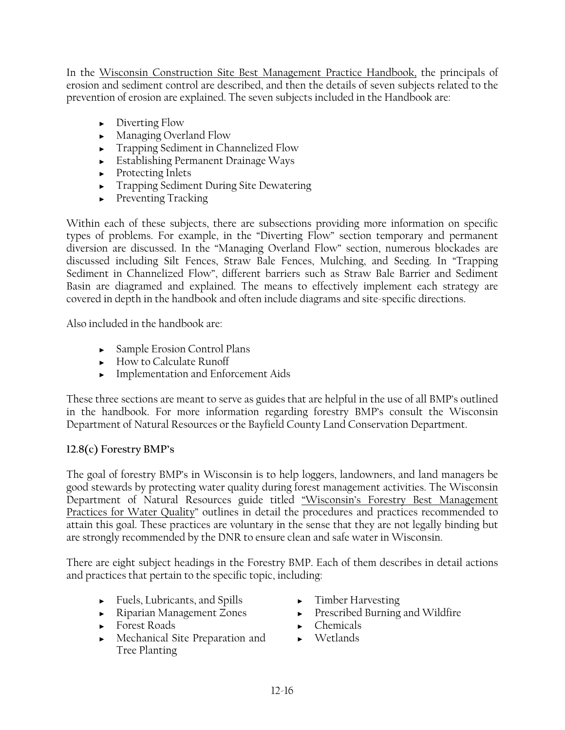In the Wisconsin Construction Site Best Management Practice Handbook, the principals of erosion and sediment control are described, and then the details of seven subjects related to the prevention of erosion are explained. The seven subjects included in the Handbook are:

- Diverting Flow
- Managing Overland Flow
- Trapping Sediment in Channelized Flow
- Establishing Permanent Drainage Ways
- Protecting Inlets
- Trapping Sediment During Site Dewatering
- Preventing Tracking

Within each of these subjects, there are subsections providing more information on specific types of problems. For example, in the "Diverting Flow" section temporary and permanent diversion are discussed. In the "Managing Overland Flow" section, numerous blockades are discussed including Silt Fences, Straw Bale Fences, Mulching, and Seeding. In "Trapping Sediment in Channelized Flow", different barriers such as Straw Bale Barrier and Sediment Basin are diagramed and explained. The means to effectively implement each strategy are covered in depth in the handbook and often include diagrams and site-specific directions.

Also included in the handbook are:

- Sample Erosion Control Plans
- How to Calculate Runoff
- Implementation and Enforcement Aids

These three sections are meant to serve as guides that are helpful in the use of all BMP's outlined in the handbook. For more information regarding forestry BMP's consult the Wisconsin Department of Natural Resources or the Bayfield County Land Conservation Department.

### 12.8(c) Forestry BMP's

The goal of forestry BMP's in Wisconsin is to help loggers, landowners, and land managers be good stewards by protecting water quality during forest management activities. The Wisconsin Department of Natural Resources guide titled "Wisconsin's Forestry Best Management Practices for Water Quality" outlines in detail the procedures and practices recommended to attain this goal. These practices are voluntary in the sense that they are not legally binding but are strongly recommended by the DNR to ensure clean and safe water in Wisconsin.

There are eight subject headings in the Forestry BMP. Each of them describes in detail actions and practices that pertain to the specific topic, including:

- Fuels, Lubricants, and Spills
- Riparian Management Zones
- Forest Roads
- Mechanical Site Preparation and Tree Planting
- Timber Harvesting
- Prescribed Burning and Wildfire
- Chemicals
- Wetlands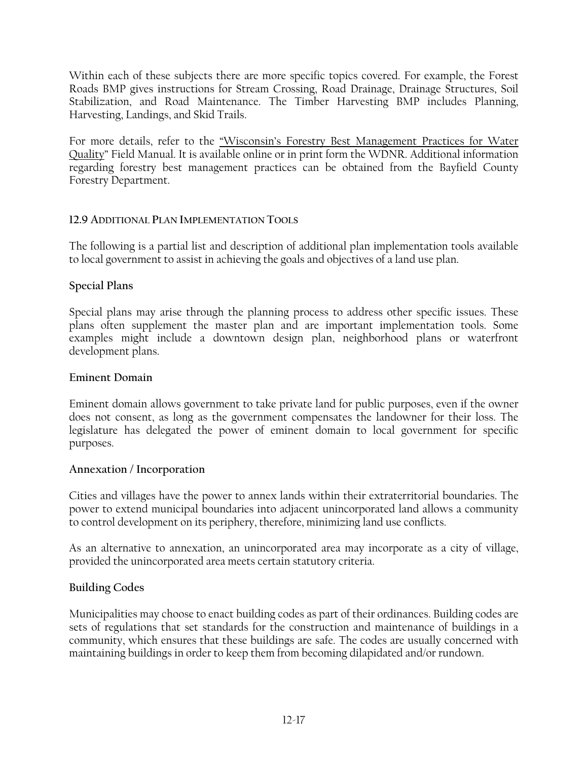Within each of these subjects there are more specific topics covered. For example, the Forest Roads BMP gives instructions for Stream Crossing, Road Drainage, Drainage Structures, Soil Stabilization, and Road Maintenance. The Timber Harvesting BMP includes Planning, Harvesting, Landings, and Skid Trails.

For more details, refer to the "Wisconsin's Forestry Best Management Practices for Water Quality" Field Manual. It is available online or in print form the WDNR. Additional information regarding forestry best management practices can be obtained from the Bayfield County Forestry Department.

## 12.9 Additional Plan Implementation Tools

The following is a partial list and description of additional plan implementation tools available to local government to assist in achieving the goals and objectives of a land use plan.

### Special Plans

Special plans may arise through the planning process to address other specific issues. These plans often supplement the master plan and are important implementation tools. Some examples might include a downtown design plan, neighborhood plans or waterfront development plans.

### Eminent Domain

Eminent domain allows government to take private land for public purposes, even if the owner does not consent, as long as the government compensates the landowner for their loss. The legislature has delegated the power of eminent domain to local government for specific purposes.

### Annexation / Incorporation

Cities and villages have the power to annex lands within their extraterritorial boundaries. The power to extend municipal boundaries into adjacent unincorporated land allows a community to control development on its periphery, therefore, minimizing land use conflicts.

As an alternative to annexation, an unincorporated area may incorporate as a city of village, provided the unincorporated area meets certain statutory criteria.

### Building Codes

Municipalities may choose to enact building codes as part of their ordinances. Building codes are sets of regulations that set standards for the construction and maintenance of buildings in a community, which ensures that these buildings are safe. The codes are usually concerned with maintaining buildings in order to keep them from becoming dilapidated and/or rundown.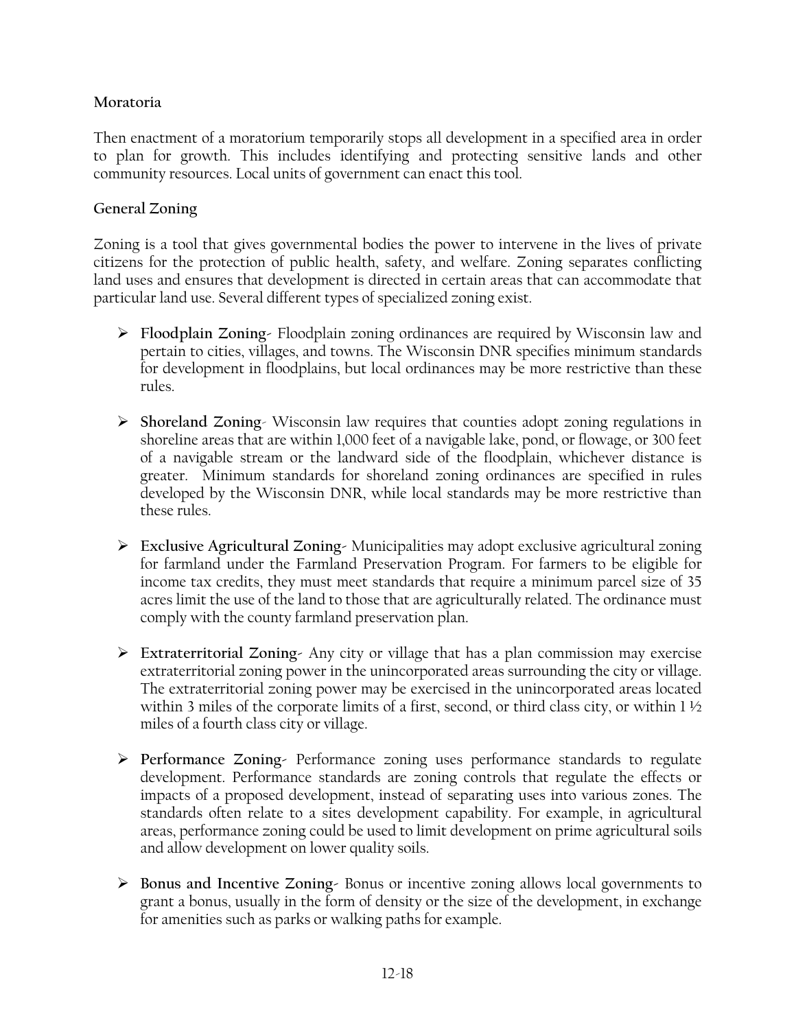**Moratoria**

Then enactment of a moratorium temporarily stops all development in a specified area in order to plan for growth. This includes identifying and protecting sensitive lands and other community resources. Local units of government can enact this tool.

**General Zoning**

Zoning is a tool that gives governmental bodies the power to intervene in the lives of private citizens for the protection of public health, safety, and welfare. Zoning separates conflicting land uses and ensures that development is directed in certain areas that can accommodate that particular land use. Several different types of specialized zoning exist.

- **Floodplain Zoning**- Floodplain zoning ordinances are required by Wisconsin law and pertain to cities, villages, and towns. The Wisconsin DNR specifies minimum standards for development in floodplains, but local ordinances may be more restrictive than these rules.

- **Shoreland Zoning**- Wisconsin law requires that counties adopt zoning regulations in shoreline areas that are within 1,000 feet of a navigable lake, pond, or flowage, or 300 feet of a navigable stream or the landward side of the floodplain, whichever distance is greater. Minimum standards for shoreland zoning ordinances are specified in rules developed by the Wisconsin DNR, while local standards may be more restrictive than these rules.

- **Exclusive Agricultural Zoning**- Municipalities may adopt exclusive agricultural zoning for farmland under the Farmland Preservation Program. For farmers to be eligible for income tax credits, they must meet standards that require a minimum parcel size of 35 acres limit the use of the land to those that are agriculturally related. The ordinance must comply with the county farmland preservation plan.

- **Extraterritorial Zoning**- Any city or village that has a plan commission may exercise extraterritorial zoning power in the unincorporated areas surrounding the city or village. The extraterritorial zoning power may be exercised in the unincorporated areas located within 3 miles of the corporate limits of a first, second, or third class city, or within 1 ½ miles of a fourth class city or village.

- **Performance Zoning**- Performance zoning uses performance standards to regulate development. Performance standards are zoning controls that regulate the effects or impacts of a proposed development, instead of separating uses into various zones. The standards often relate to a sites development capability. For example, in agricultural areas, performance zoning could be used to limit development on prime agricultural soils and allow development on lower quality soils.

- **Bonus and Incentive Zoning**- Bonus or incentive zoning allows local governments to grant a bonus, usually in the form of density or the size of the development, in exchange for amenities such as parks or walking paths for example.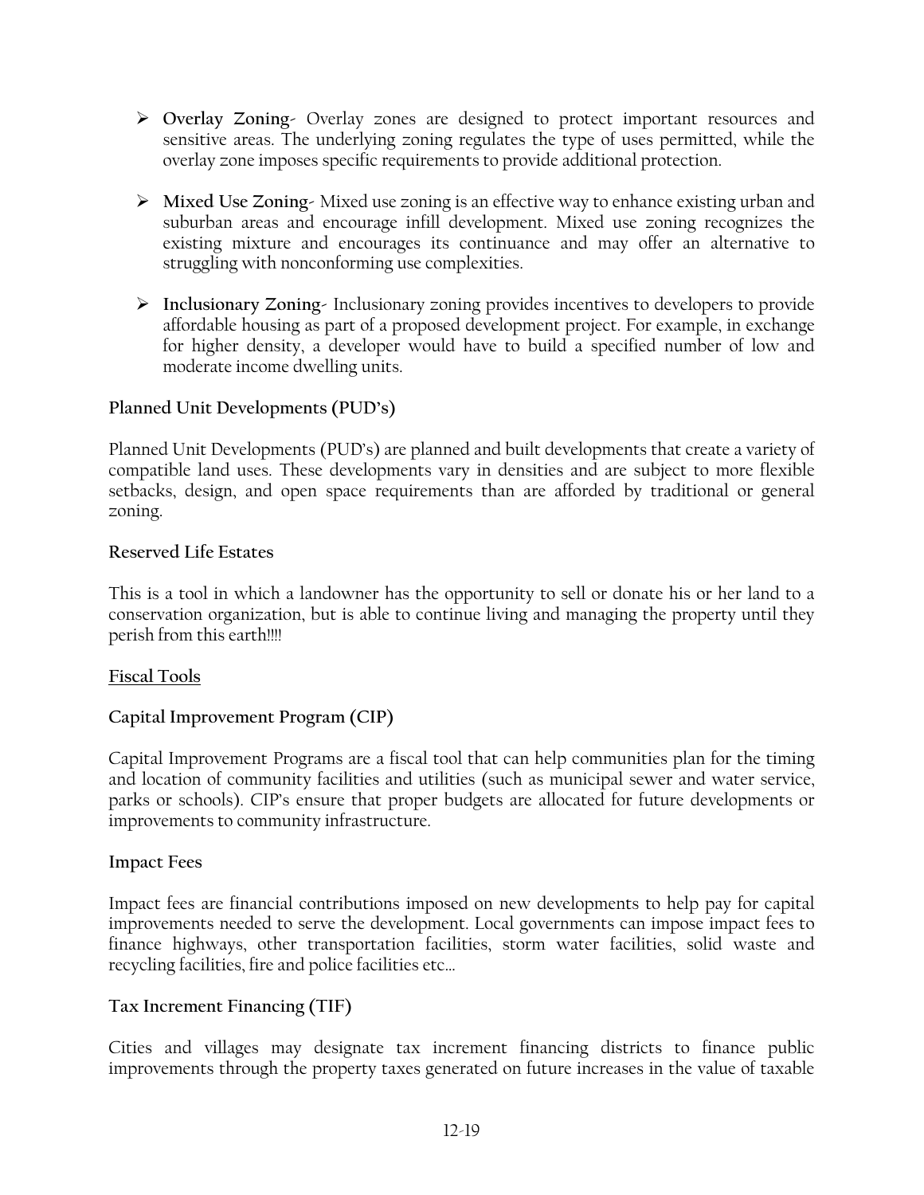- **Overlay Zoning**- Overlay zones are designed to protect important resources and sensitive areas. The underlying zoning regulates the type of uses permitted, while the overlay zone imposes specific requirements to provide additional protection.

- **Mixed Use Zoning**- Mixed use zoning is an effective way to enhance existing urban and suburban areas and encourage infill development. Mixed use zoning recognizes the existing mixture and encourages its continuance and may offer an alternative to struggling with nonconforming use complexities.

- **Inclusionary Zoning**- Inclusionary zoning provides incentives to developers to provide affordable housing as part of a proposed development project. For example, in exchange for higher density, a developer would have to build a specified number of low and moderate income dwelling units.

**Planned Unit Developments (PUD's)**

Planned Unit Developments (PUD's) are planned and built developments that create a variety of compatible land uses. These developments vary in densities and are subject to more flexible setbacks, design, and open space requirements than are afforded by traditional or general zoning.

**Reserved Life Estates**

This is a tool in which a landowner has the opportunity to sell or donate his or her land to a conservation organization, but is able to continue living and managing the property until they perish from this earth!!!!

**Fiscal Tools**

**Capital Improvement Program (CIP)**

Capital Improvement Programs are a fiscal tool that can help communities plan for the timing and location of community facilities and utilities (such as municipal sewer and water service, parks or schools). CIP's ensure that proper budgets are allocated for future developments or improvements to community infrastructure.

**Impact Fees**

Impact fees are financial contributions imposed on new developments to help pay for capital improvements needed to serve the development. Local governments can impose impact fees to finance highways, other transportation facilities, storm water facilities, solid waste and recycling facilities, fire and police facilities etc…

**Tax Increment Financing (TIF)**

Cities and villages may designate tax increment financing districts to finance public improvements through the property taxes generated on future increases in the value of taxable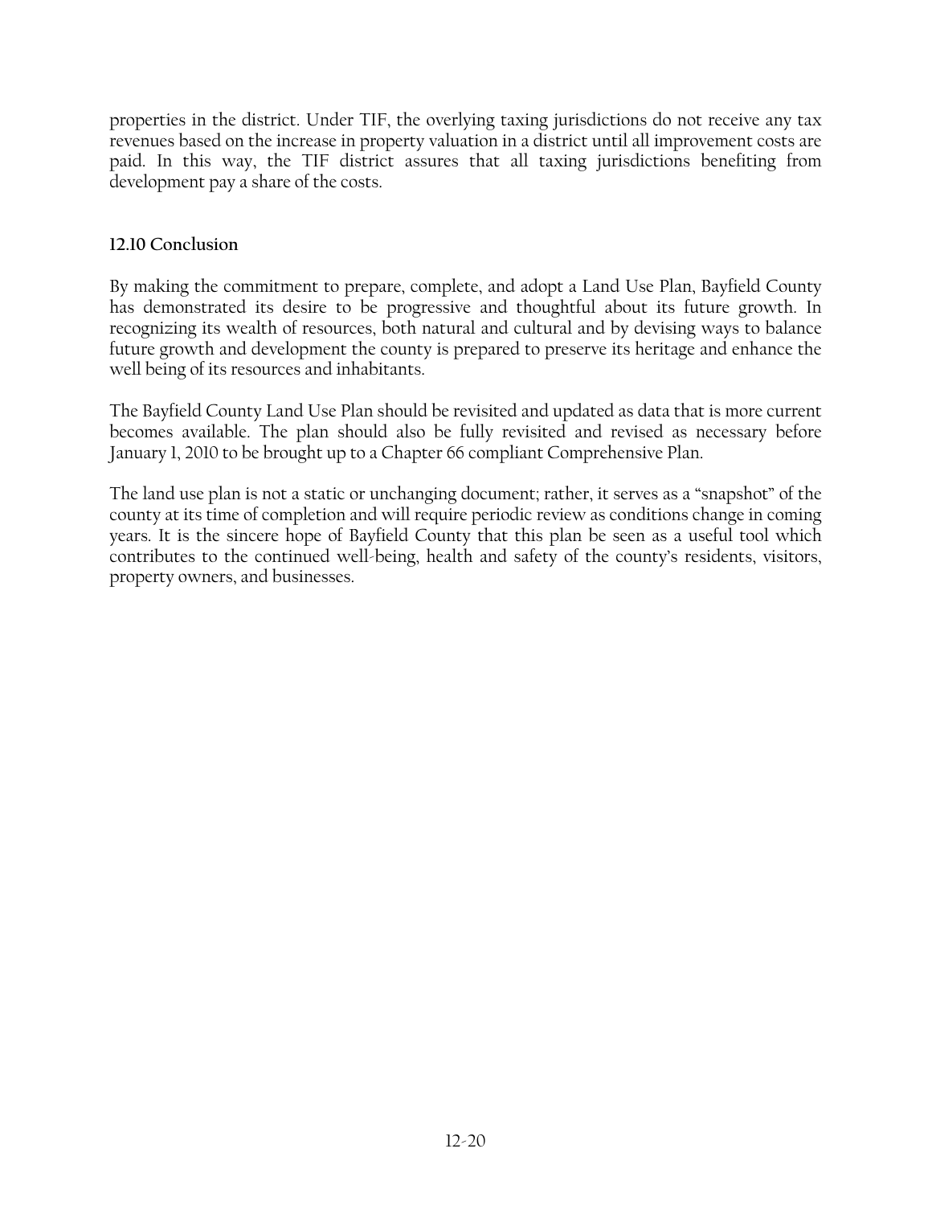properties in the district. Under TIF, the overlying taxing jurisdictions do not receive any tax revenues based on the increase in property valuation in a district until all improvement costs are paid. In this way, the TIF district assures that all taxing jurisdictions benefiting from development pay a share of the costs.

### 12.10 Conclusion

By making the commitment to prepare, complete, and adopt a Land Use Plan, Bayfield County has demonstrated its desire to be progressive and thoughtful about its future growth. In recognizing its wealth of resources, both natural and cultural and by devising ways to balance future growth and development the county is prepared to preserve its heritage and enhance the well being of its resources and inhabitants.

The Bayfield County Land Use Plan should be revisited and updated as data that is more current becomes available. The plan should also be fully revisited and revised as necessary before January 1, 2010 to be brought up to a Chapter 66 compliant Comprehensive Plan.

The land use plan is not a static or unchanging document; rather, it serves as a "snapshot" of the county at its time of completion and will require periodic review as conditions change in coming years. It is the sincere hope of Bayfield County that this plan be seen as a useful tool which contributes to the continued well-being, health and safety of the county's residents, visitors, property owners, and businesses.